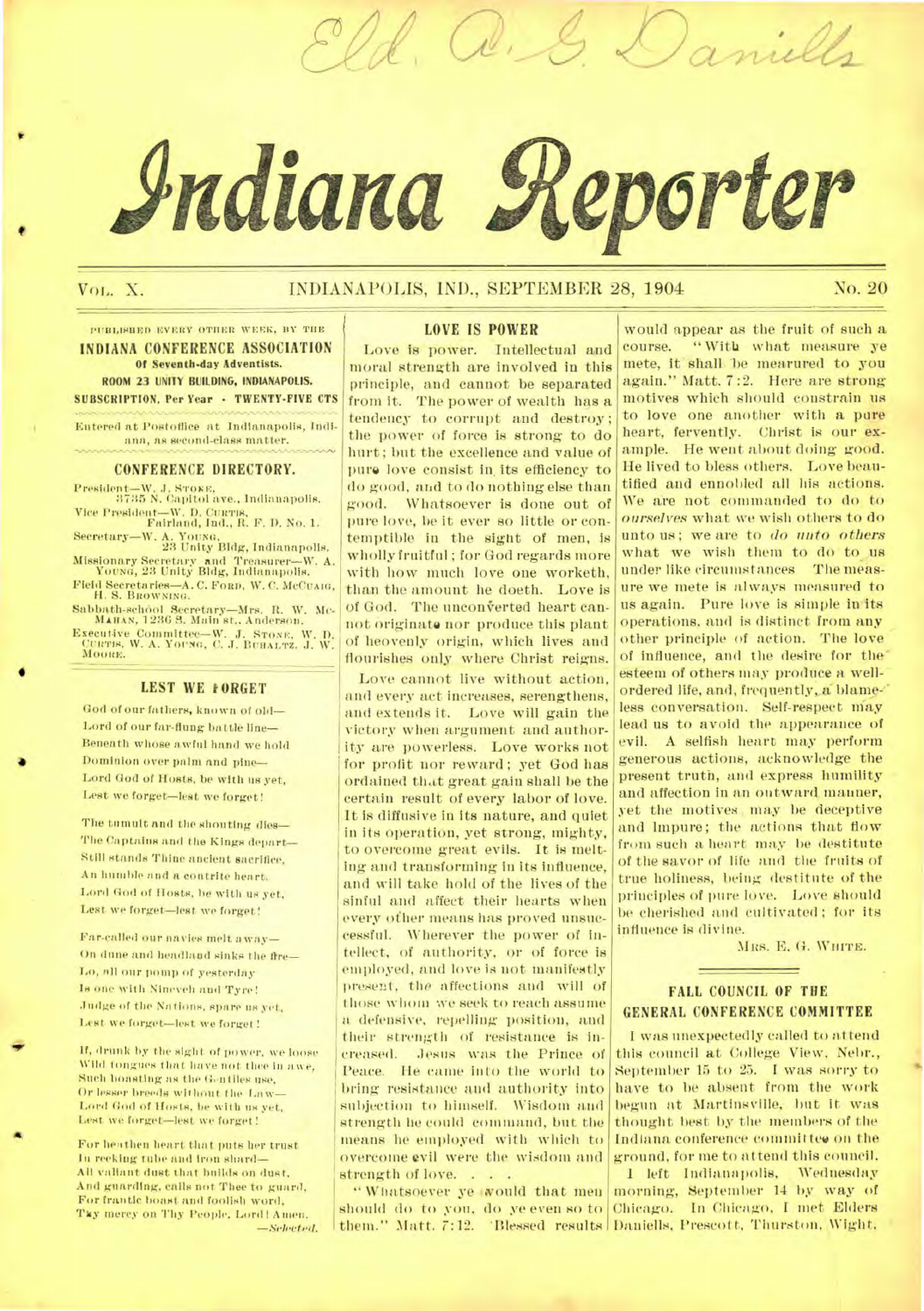Eld. A. G. Daniells

# Indiana Reporter

VOL. X. INDIANAPOLIS, IND., SEPTEMBER 28, 1904 No. 20

PUBLISHED EVERY OTHER WEEK, BY THE
**INDIANA CONFERENCE ASSOCIATION**
**Of Seventh-day Adventists.**
**ROOM 23 UNITY BUILDING, INDIANAPOLIS.**
**SUBSCRIPTION, Per Year - TWENTY-FIVE CTS**

Entered at Postoffice at Indianapolis, Indiana, as second-class matter.

## CONFERENCE DIRECTORY.

President—W. J. STONE, 3735 N. Capitol ave., Indianapolis.
Vice President—W. D. CURTIS, Fairland, Ind., R. F. D. No. 1.
Secretary—W. A. YOUNG, 23 Unity Bldg, Indianapolis.
Missionary Secretary and Treasurer—W. A. YOUNG, 23 Unity Bldg, Indianapolis.
Field Secretaries—A. C. FORD, W. C. MCCUAIG, H. S. BROWNING.
Sabbath-school Secretary—Mrs. R. W. MCMAHAN, 1236 S. Main st., Anderson.
Executive Committee—W. J. STONE, W. D. CURTIS, W. A. YOUNG, C. J. BUHALTZ, J. W. MOORE.

## LEST WE FORGET

God of our fathers, known of old—
Lord of our far-flung battle line—
Beneath whose awful hand we hold
Dominion over palm and pine—
Lord God of Hosts, be with us yet,
Lest we forget—lest we forget!

The tumult and the shouting dies—
The Captains and the Kings depart—
Still stands Thine ancient sacrifice,
An humble and a contrite heart.
Lord God of Hosts, be with us yet,
Lest we forget—lest we forget!

Far-called our navies melt away—
On dune and headland sinks the fire—
Lo, all our pomp of yesterday
Is one with Nineveh and Tyre!
Judge of the Nations, spare us yet,
Lest we forget—lest we forget!

If, drunk by the sight of power, we loose
Wild tongues that have not thee in awe,
Such boasting as the Gentiles use,
Or lesser breeds without the Law—
Lord God of Hosts, be with us yet,
Lest we forget—lest we forget!

For heathen heart that puts her trust
In reeking tube and iron shard—
All valiant dust that builds on dust,
And guarding, calls not Thee to guard,
For frantic boast and foolish word,
Thy mercy on Thy People, Lord! Amen.

—*Selected.*

## LOVE IS POWER

Love is power. Intellectual and moral strength are involved in this principle, and cannot be separated from it. The power of wealth has a tendency to corrupt and destroy; the power of force is strong to do hurt; but the excellence and value of pure love consist in its efficiency to do good, and to do nothing else than good. Whatsoever is done out of pure love, be it ever so little or contemptible in the sight of men, is wholly fruitful; for God regards more with how much love one worketh, than the amount he doeth. Love is of God. The unconverted heart cannot originate nor produce this plant of heovenly origin, which lives and flourishes only where Christ reigns.

Love cannot live without action, and every act increases, serengthens, and extends it. Love will gain the victory when argument and authority are powerless. Love works not for profit nor reward; yet God has ordained that great gain shall be the certain result of every labor of love. It is diffusive in its nature, and quiet in its operation, yet strong, mighty, to overcome great evils. It is melting and transforming in its influence, and will take hold of the lives of the sinful and affect their hearts when every other means has proved unsuccessful. Wherever the power of intellect, of authority, or of force is employed, and love is not manifestly present, the affections and will of those whom we seek to reach assume a defensive, repelling position, and their strength of resistance is increased. Jesus was the Prince of Peace. He came into the world to bring resistance and authority into subjection to himself. Wisdom and strength he could command, but the means he employed with which to overcome evil were the wisdom and strength of love. . . .

"Whatsoever ye would that men should do to you, do ye even so to them." Matt. 7:12. Blessed results would appear as the fruit of such a course. "With what measure ye mete, it shall be mearured to you again." Matt. 7:2. Here are strong motives which should constrain us to love one another with a pure heart, fervently. Christ is our example. He went about doing good. He lived to bless others. Love beautified and ennobled all his actions. We are not commanded to do to *ourselves* what we wish others to do unto us; we are to *do unto others* what we wish them to do to us under like circumstances. The measure we mete is always measured to us again. Pure love is simple in its operations, and is distinct from any other principle of action. The love of influence, and the desire for the esteem of others may produce a well-ordered life, and, frequently, a blameless conversation. Self-respect may lead us to avoid the appearance of evil. A selfish heart may perform generous actions, acknowledge the present truth, and express humility and affection in an outward manner, yet the motives may be deceptive and impure; the actions that flow from such a heart may be destitute of the savor of life and the fruits of true holiness, being destitute of the principles of pure love. Love should be cherished and cultivated; for its influence is divine.

MRS. E. G. WHITE.

## FALL COUNCIL OF THE GENERAL CONFERENCE COMMITTEE

I was unexpectedly called to attend this council at College View, Nebr., September 15 to 25. I was sorry to have to be absent from the work begun at Martinsville, but it was thought best by the members of the Indiana conference committee on the ground, for me to attend this council.

I left Indianapolis, Wednesday morning, September 14 by way of Chicago. In Chicago, I met Elders Daniells, Prescott, Thurston, Wight,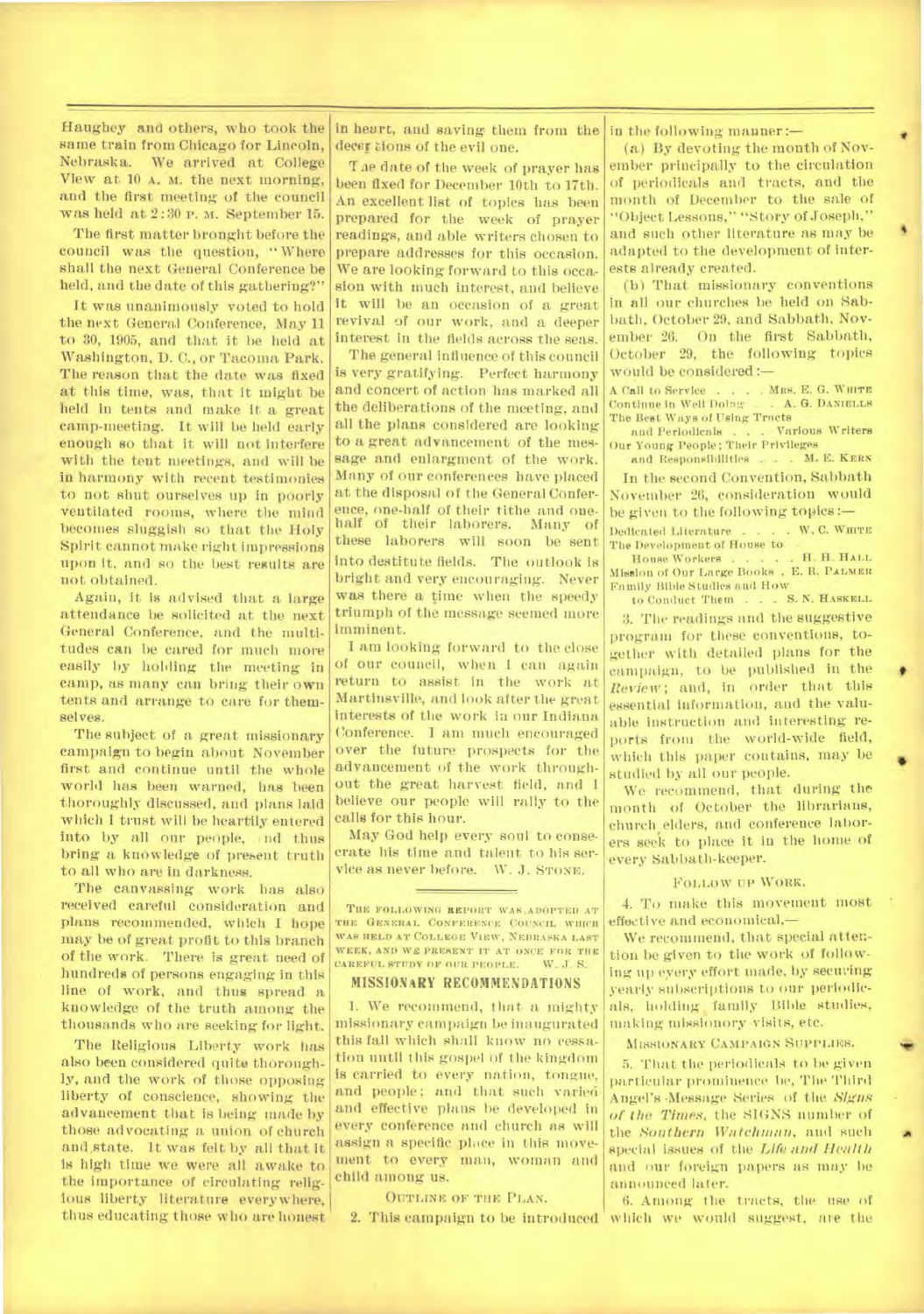Haughey and others, who took the same train from Chicago for Lincoln, Nebraska. We arrived at College View at 10 A. M. the next morning, and the first meeting of the council was held at 2:30 P. M. September 15.

The first matter brought before the council was the question, "Where shall the next General Conference be held, and the date of this gathering?"

It was unanimously voted to hold the next General Conference, May 11 to 30, 1905, and that it be held at Washington, D. C., or Tacoma Park. The reason that the date was fixed at this time, was, that it might be held in tents and make it a great camp-meeting. It will be held early enough so that it will not interfere with the tent meetings, and will be in harmony with recent testimonies to not shut ourselves up in poorly ventilated rooms, where the mind becomes sluggish so that the Holy Spirit cannot make right impressions upon it, and so the best results are not obtained.

Again, it is advised that a large attendance be solicited at the next General Conference, and the multitudes can be cared for much more easily by holding the meeting in camp, as many can bring their own tents and arrange to care for themselves.

The subject of a great missionary campaign to begin about November first and continue until the whole world has been warned, has been thoroughly discussed, and plans laid which I trust will be heartily entered into by all our people, and thus bring a knowledge of present truth to all who are in darkness.

The canvassing work has also received careful consideration and plans recommended, which I hope may be of great profit to this branch of the work. There is great need of hundreds of persons engaging in this line of work, and thus spread a knowledge of the truth among the thousands who are seeking for light.

The Religious Liberty work has also been considered quite thoroughly, and the work of those opposing liberty of conscience, showing the advancement that is being made by those advocating a union of church and state. It was felt by all that it is high time we were all awake to the importance of circulating religious liberty literature everywhere, thus educating those who are honest in heart, and saving them from the deceptions of the evil one.

The date of the week of prayer has been fixed for December 10th to 17th. An excellent list of topics has been prepared for the week of prayer readings, and able writers chosen to prepare addresses for this occasion. We are looking forward to this occasion with much interest, and believe it will be an occasion of a great revival of our work, and a deeper interest in the fields across the seas.

The general influence of this council is very gratifying. Perfect harmony and concert of action has marked all the deliberations of the meeting, and all the plans considered are looking to a great advancement of the message and enlargment of the work. Many of our conferences have placed at the disposal of the General Conference, one-half of their tithe and one-half of their laborers. Many of these laborers will soon be sent into destitute fields. The outlook is bright and very encouraging. Never was there a time when the speedy triumph of the message seemed more imminent.

I am looking forward to the close of our council, when I can again return to assist in the work at Martinsville, and look after the great interests of the work in our Indiana Conference. I am much encouraged over the future prospects for the advancement of the work throughout the great harvest field, and I believe our people will rally to the calls for this hour.

May God help every soul to consecrate his time and talent to his service as never before. W. J. STONE.

---

THE FOLLOWING REPORT WAS ADOPTED AT THE GENERAL CONFERENCE COUNCIL WHICH WAS HELD AT COLLEGE VIEW, NEBRASKA LAST WEEK, AND WE PRESENT IT AT ONCE FOR THE CAREFUL STUDY OF OUR PEOPLE. W. J. S.

## MISSIONARY RECOMMENDATIONS

1. We recommend, that a mighty missionary campaign be inaugurated this fall which shall know no cessation until this gospel of the kingdom is carried to every nation, tongue, and people; and that such varied and effective plans be developed in every conference and church as will assign a specific place in this movement to every man, woman and child among us.

### OUTLINE OF THE PLAN.

2. This campaign to be introduced in the following manner:—

(a) By devoting the month of November principally to the circulation of periodicals and tracts, and the month of December to the sale of "Object Lessons," "Story of Joseph," and such other literature as may be adapted to the development of interests already created.

(b) That missionary conventions in all our churches be held on Sabbath, October 29, and Sabbath, November 26. On the first Sabbath, October 29, the following topics would be considered:—

A Call to Service . . . . MRS. E. G. WHITE
Continue in Well Doing . . A. G. DANIELLS
The Best Ways of Using Tracts and Periodicals . . . Various Writers
Our Young People; Their Privileges and Responsibilities . . . M. E. KERN

In the second Convention, Sabbath November 26, consideration would be given to the following topics:—

Dedicated Literature . . . . W. C. WHITE
The Development of House to House Workers . . . . . H. H. HALL
Mission of Our Large Books . E. R. PALMER
Family Bible Studies and How to Conduct Them . . . S. N. HASKELL

3. The readings and the suggestive program for these conventions, together with detailed plans for the campaign, to be published in the *Review*; and, in order that this essential information, and the valuable instruction and interesting reports from the world-wide field, which this paper contains, may be studied by all our people.

We recommend, that during the month of October the librarians, church elders, and conference laborers seek to place it in the home of every Sabbath-keeper.

### FOLLOW UP WORK.

4. To make this movement most effective and economical,—

We recommend, that special attention be given to the work of following up every effort made, by securing yearly subscriptions to our periodicals, holding family Bible studies, making missionary visits, etc.

### MISSIONARY CAMPAIGN SUPPLIES.

5. That the periodicals to be given particular prominence be, The Third Angel's Message Series of the *Signs of the Times*, the SIGNS number of the *Southern Watchman*, and such special issues of the *Life and Health* and our foreign papers as may be announced later.

6. Among the tracts, the use of which we would suggest, are the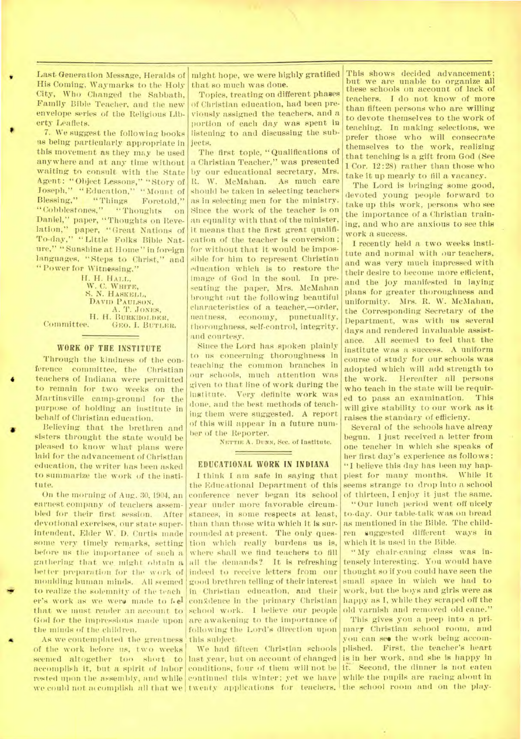Last Generation Message, Heralds of His Coming, Waymarks to the Holy City, Who Changed the Sabbath, Family Bible Teacher, and the new envelope series of the Religious Liberty Leaflets.

7. We suggest the following books as being particularly appropriate in this movement as they may be used anywhere and at any time without waiting to consult with the State Agent: "Object Lessons," "Story of Joseph," "Education," "Mount of Blessing," "Things Foretold," "Cobblestones," "Thoughts on Daniel," paper, "Thoughts on Revelation," paper, "Great Nations of To-day," "Little Folks Bible Nature," "Sunshine at Home" in foreign languages, "Steps to Christ," and "Power for Witnessing."

H. H. HALL,
W. C. WHITE,
S. N. HASKELL,
DAVID PAULSON,
A. T. JONES,
H. H. BURKHOLDER,
Committee. GEO. I. BUTLER.

## WORK OF THE INSTITUTE

Through the kindness of the conference committee, the Christian teachers of Indiana were permitted to remain for two weeks on the Martinsville camp-ground for the purpose of holding an institute in behalf of Christian education.

Believing that the brethren and sisters throught the state would be pleased to know what plans were laid for the advancement of Christian education, the writer has been asked to summarize the work of the institute.

On the morning of Aug. 30, 1904, an earnest company of teachers assembled for their first session. After devotional exercises, our state superintendent, Elder W. D. Curtis made some very timely remarks, setting before us the importance of such a gathering that we might obtain a better preparation for the work of moulding human minds. All seemed to realize the solemnity of the teacher's work as we were made to feel that we must render an account to God for the impressions made upon the minds of the children.

As we contemplated the greatness of the work before us, two weeks seemed altogether too short to accomplish it, but a spirit of labor rested upon the assembly, and while we could not accomplish all that we might hope, we were highly gratified that so much was done.

Topics, treating on different phases of Christian education, had been previously assigned the teachers, and a portion of each day was spent in listening to and discussing the subjects.

The first topic, "Qualifications of a Christian Teacher," was presented by our educational secretary, Mrs. R. W. McMahan. As much care should be taken in selecting teachers as in selecting men for the ministry. Since the work of the teacher is on an equality with that of the minister, it means that the first great qualification of the teacher is conversion; for without that it would be impossible for him to represent Christian education which is to restore the image of God in the soul. In presenting the paper, Mrs. McMahan brought out the following beautiful characteristics of a teacher,—order, neatness, economy, punctuality, thoroughness, self-control, integrity, and courtesy.

Since the Lord has spoken plainly to us concerning thoroughness in teaching the common branches in our schools, much attention was given to that line of work during the institute. Very definite work was done, and the best methods of teaching them were suggested. A report of this will appear in a future number of the Reporter.

NETTIE A. DUNN, Sec. of Institute.

## EDUCATIONAL WORK IN INDIANA

I think I am safe in saying that the Educational Department of this conference never began its school year under more favorable circumstances, in some respects at least, than than those with which it is surrounded at present. The only question which really burdens us is, where shall we find teachers to fill all the demands? It is refreshing indeed to receive letters from our good brethren telling of their interest in Christian education, and their confidence in the primary Christian school work. I believe our people are awakening to the importance of following the Lord's direction upon this subject.

We had fifteen Christian schools last year, but on account of changed conditions, four of them will not be continued this winter; yet we have twenty applications for teachers. This shows decided advancement; but we are unable to organize all these schools on account of lack of teachers. I do not know of more than fifteen persons who are willing to devote themselves to the work of teaching. In making selections, we prefer those who will consecrate themselves to the work, realizing that teaching is a gift from God (See 1 Cor. 12:28) rather than those who take it up mearly to fill a vacancy.

The Lord is bringing some good, devoted young people forward to take up this work, persons who see the importance of a Christian training, and who are anxious to see this work a success.

I recently held a two weeks institute and normal with our teachers, and was very much impressed with their desire to become more efficient, and the joy manifested in laying plans for greater thoroughness and uniformity. Mrs. R. W. McMahan, the Corresponding Secretary of the Department, was with us several days and rendered invaluable assistance. All seemed to feel that the institute was a success. A uniform course of study for our schools was adopted which will add strength to the work. Hereafter all persons who teach in the state will be required to pass an examination. This will give stability to our work as it raises the standary of efficieny.

Several of the schools have alreay begun. I just received a letter from one teacher in which she speaks of her first day's experience as follows: "I believe this day has been my happiest for many months. While it seems strange to drop into a school of thirteen, I enjoy it just the same.

"Our lunch period went off nicely to-day. Our table-talk was on bread as mentioned in the Bible. The children suggested different ways in which it is used in the Bible.

"My chair-caning class was intensely interesting. You would have thought so if you could have seen the small space in which we had to work, but the boys and girls were as happy as I, while they scraped off the old varnish and removed old cane."

This gives you a peep into a primary Christian school room, and you can see the work being accomplished. First, the teacher's heart is in her work, and she is happy in it. Second, the dinner is not eaten while the pupils are racing about in the school room and on the play-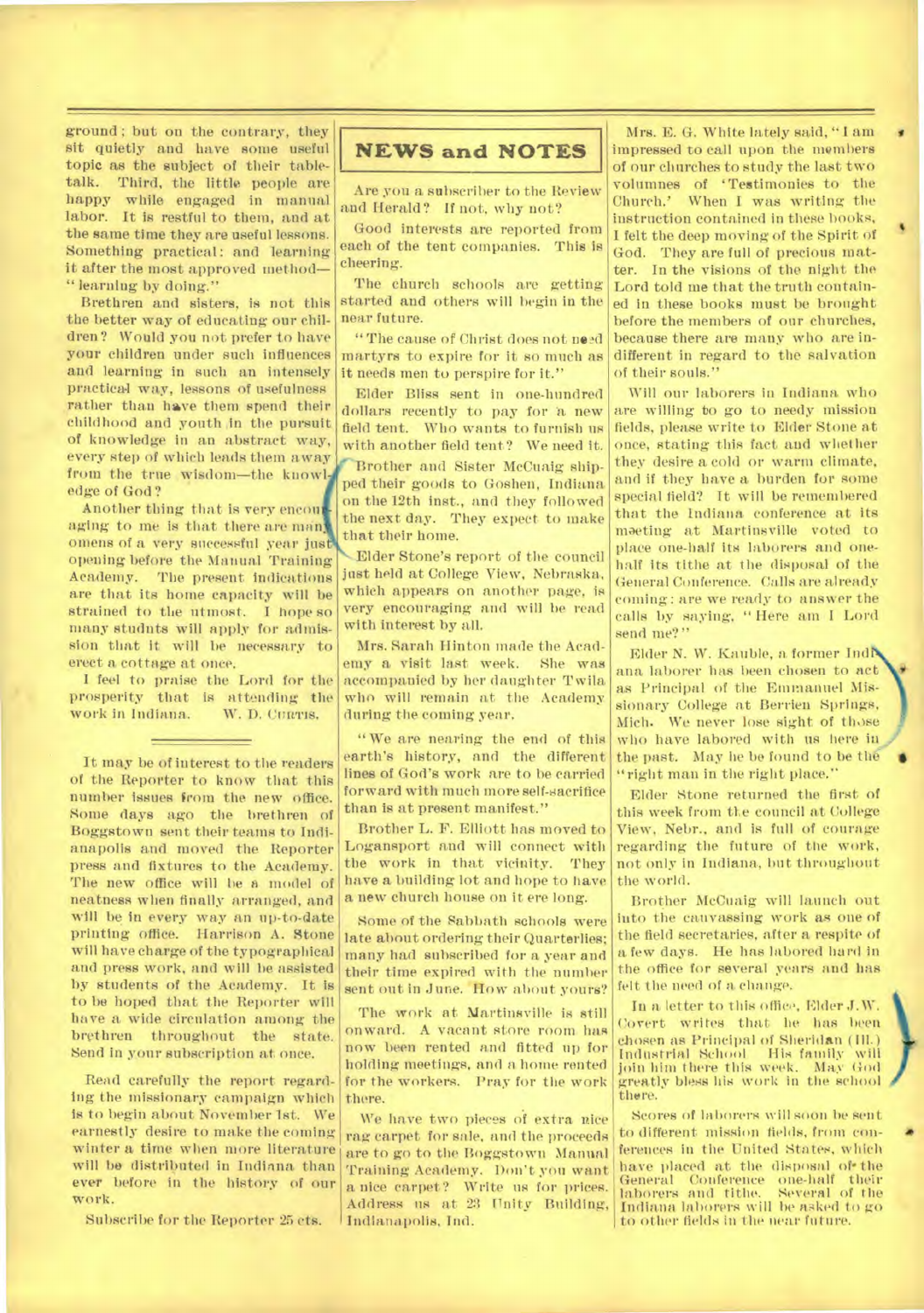ground; but on the contrary, they sit quietly and have some useful topic as the subject of their table-talk. Third, the little people are happy while engaged in manual labor. It is restful to them, and at the same time they are useful lessons. Something practical: and learning it after the most approved method—"learning by doing."

Brethren and sisters, is not this the better way of educating our children? Would you not prefer to have your children under such influences and learning in such an intensely practical way, lessons of usefulness rather than have them spend their childhood and youth in the pursuit of knowledge in an abstract way, every step of which leads them away from the true wisdom—the knowledge of God?

Another thing that is very encouraging to me is that there are many omens of a very successful year just opening before the Manual Training Academy. The present indications are that its home capacity will be strained to the utmost. I hope so many studnts will apply for admission that it will be necessary to erect a cottage at once.

I feel to praise the Lord for the prosperity that is attending the work in Indiana. W. D. CURTIS.

---

It may be of interest to the readers of the Reporter to know that this number issues from the new office. Some days ago the brethren of Boggstown sent their teams to Indianapolis and moved the Reporter press and fixtures to the Academy. The new office will be a model of neatness when finally arranged, and will be in every way an up-to-date printing office. Harrison A. Stone will have charge of the typographical and press work, and will be assisted by students of the Academy. It is to be hoped that the Reporter will have a wide circulation among the brethren throughout the state. Send in your subscription at once.

Read carefully the report regarding the missionary campaign which is to begin about November 1st. We earnestly desire to make the coming winter a time when more literature will be distributed in Indiana than ever before in the history of our work.

Subscribe for the Reporter 25 cts.

# NEWS and NOTES

Are you a subscriber to the Review and Herald? If not, why not?

Good interests are reported from each of the tent companies. This is cheering.

The church schools are getting started and others will begin in the near future.

"The cause of Christ does not need martyrs to expire for it so much as it needs men to perspire for it."

Elder Bliss sent in one-hundred dollars recently to pay for a new field tent. Who wants to furnish us with another field tent? We need it.

Brother and Sister McCuaig shipped their goods to Goshen, Indiana on the 12th inst., and they followed the next day. They expect to make that their home.

Elder Stone's report of the council just held at College View, Nebraska, which appears on another page, is very encouraging and will be read with interest by all.

Mrs. Sarah Hinton made the Academy a visit last week. She was accompanied by her daughter Twila who will remain at the Academy during the coming year.

"We are nearing the end of this earth's history, and the different lines of God's work are to be carried forward with much more self-sacrifice than is at present manifest."

Brother L. F. Elliott has moved to Logansport and will connect with the work in that vicinity. They have a building lot and hope to have a new church house on it ere long.

Some of the Sabbath schools were late about ordering their Quarterlies; many had subscribed for a year and their time expired with the number sent out in June. How about yours?

The work at Martinsville is still onward. A vacant store room has now been rented and fitted up for holding meetings, and a home rented for the workers. Pray for the work there.

We have two pieces of extra nice rag carpet for sale, and the proceeds are to go to the Boggstown Manual Training Academy. Don't you want a nice carpet? Write us for prices. Address us at 23 Unity Building, Indianapolis, Ind.

Mrs. E. G. White lately said, "I am impressed to call upon the members of our churches to study the last two volumes of 'Testimonies to the Church.' When I was writing the instruction contained in these books, I felt the deep moving of the Spirit of God. They are full of precious matter. In the visions of the night the Lord told me that the truth contained in these books must be brought before the members of our churches, because there are many who are indifferent in regard to the salvation of their souls."

Will our laborers in Indiana who are willing to go to needy mission fields, please write to Elder Stone at once, stating this fact and whether they desire a cold or warm climate, and if they have a burden for some special field? It will be remembered that the Indiana conference at its meeting at Martinsville voted to place one-half its laborers and one-half its tithe at the disposal of the General Conference. Calls are already coming: are we ready to answer the calls by saying, "Here am I Lord send me?"

Elder N. W. Kauble, a former Indiana laborer has been chosen to act as Principal of the Emmanuel Missionary College at Berrien Springs, Mich. We never lose sight of those who have labored with us here in the past. May he be found to be the "right man in the right place."

Elder Stone returned the first of this week from the council at College View, Nebr., and is full of courage regarding the future of the work, not only in Indiana, but throughout the world.

Brother McCuaig will launch out into the canvassing work as one of the field secretaries, after a respite of a few days. He has labored hard in the office for several years and has felt the need of a change.

In a letter to this office, Elder J. W. Covert writes that he has been chosen as Principal of Sheridan (Ill.) Industrial School. His family will join him there this week. May God greatly bless his work in the school there.

Scores of laborers will soon be sent to different mission fields, from conferences in the United States, which have placed at the disposal of the General Conference one-half their laborers and tithe. Several of the Indiana laborers will be asked to go to other fields in the near future.